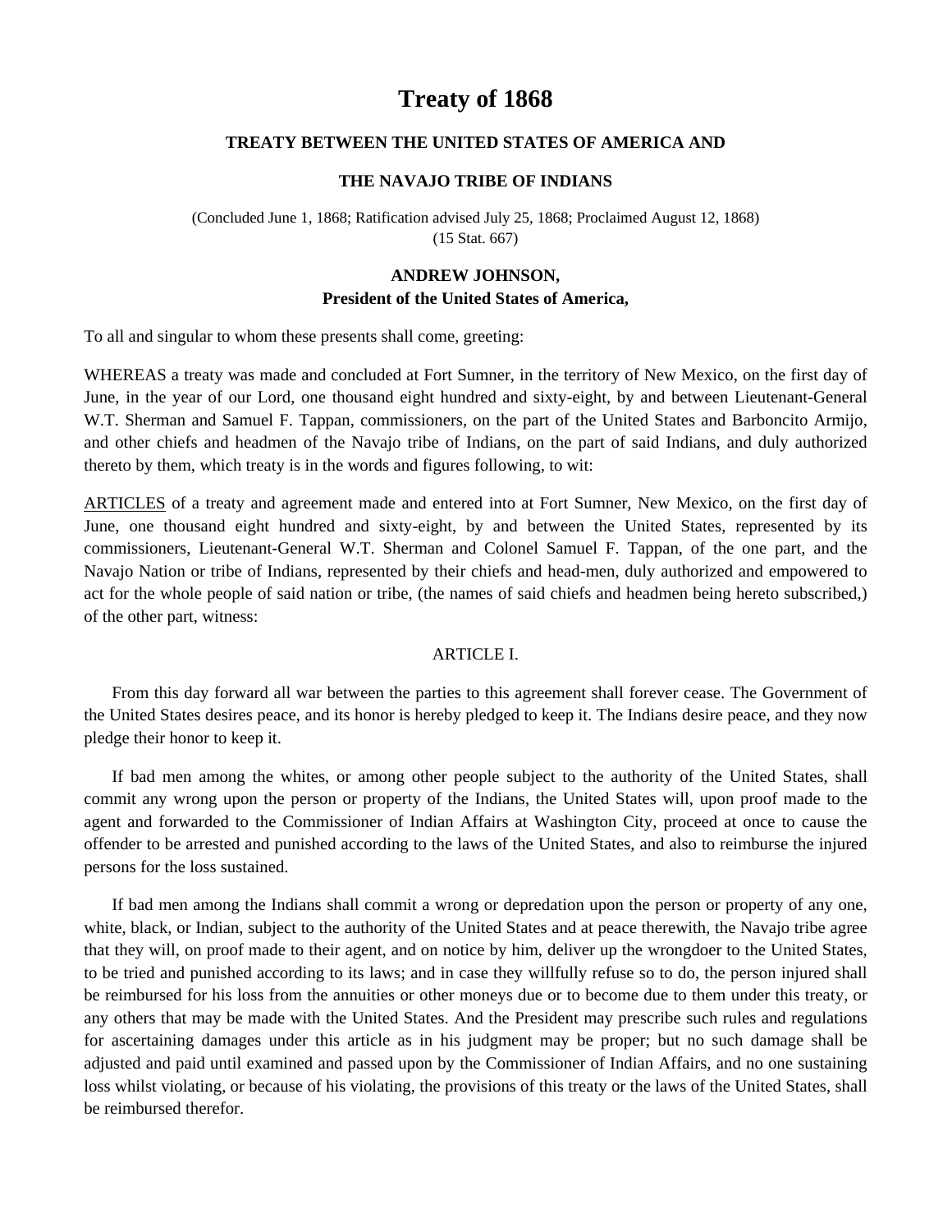# Treaty of 1868

### TREATY BETWEEN THE UNITED STATES OF AMERICA AND

### THE NAVAJO TRIBE OF INDIANS

(Concluded June 1, 1868; Ratification advised July 25, 1868; Proclaimed August 12, 1868)
(15 Stat. 667)

**ANDREW JOHNSON,**
**President of the United States of America,**

To all and singular to whom these presents shall come, greeting:

WHEREAS a treaty was made and concluded at Fort Sumner, in the territory of New Mexico, on the first day of June, in the year of our Lord, one thousand eight hundred and sixty-eight, by and between Lieutenant-General W.T. Sherman and Samuel F. Tappan, commissioners, on the part of the United States and Barboncito Armijo, and other chiefs and headmen of the Navajo tribe of Indians, on the part of said Indians, and duly authorized thereto by them, which treaty is in the words and figures following, to wit:

ARTICLES of a treaty and agreement made and entered into at Fort Sumner, New Mexico, on the first day of June, one thousand eight hundred and sixty-eight, by and between the United States, represented by its commissioners, Lieutenant-General W.T. Sherman and Colonel Samuel F. Tappan, of the one part, and the Navajo Nation or tribe of Indians, represented by their chiefs and head-men, duly authorized and empowered to act for the whole people of said nation or tribe, (the names of said chiefs and headmen being hereto subscribed,) of the other part, witness:

ARTICLE I.

From this day forward all war between the parties to this agreement shall forever cease. The Government of the United States desires peace, and its honor is hereby pledged to keep it. The Indians desire peace, and they now pledge their honor to keep it.

If bad men among the whites, or among other people subject to the authority of the United States, shall commit any wrong upon the person or property of the Indians, the United States will, upon proof made to the agent and forwarded to the Commissioner of Indian Affairs at Washington City, proceed at once to cause the offender to be arrested and punished according to the laws of the United States, and also to reimburse the injured persons for the loss sustained.

If bad men among the Indians shall commit a wrong or depredation upon the person or property of any one, white, black, or Indian, subject to the authority of the United States and at peace therewith, the Navajo tribe agree that they will, on proof made to their agent, and on notice by him, deliver up the wrongdoer to the United States, to be tried and punished according to its laws; and in case they willfully refuse so to do, the person injured shall be reimbursed for his loss from the annuities or other moneys due or to become due to them under this treaty, or any others that may be made with the United States. And the President may prescribe such rules and regulations for ascertaining damages under this article as in his judgment may be proper; but no such damage shall be adjusted and paid until examined and passed upon by the Commissioner of Indian Affairs, and no one sustaining loss whilst violating, or because of his violating, the provisions of this treaty or the laws of the United States, shall be reimbursed therefor.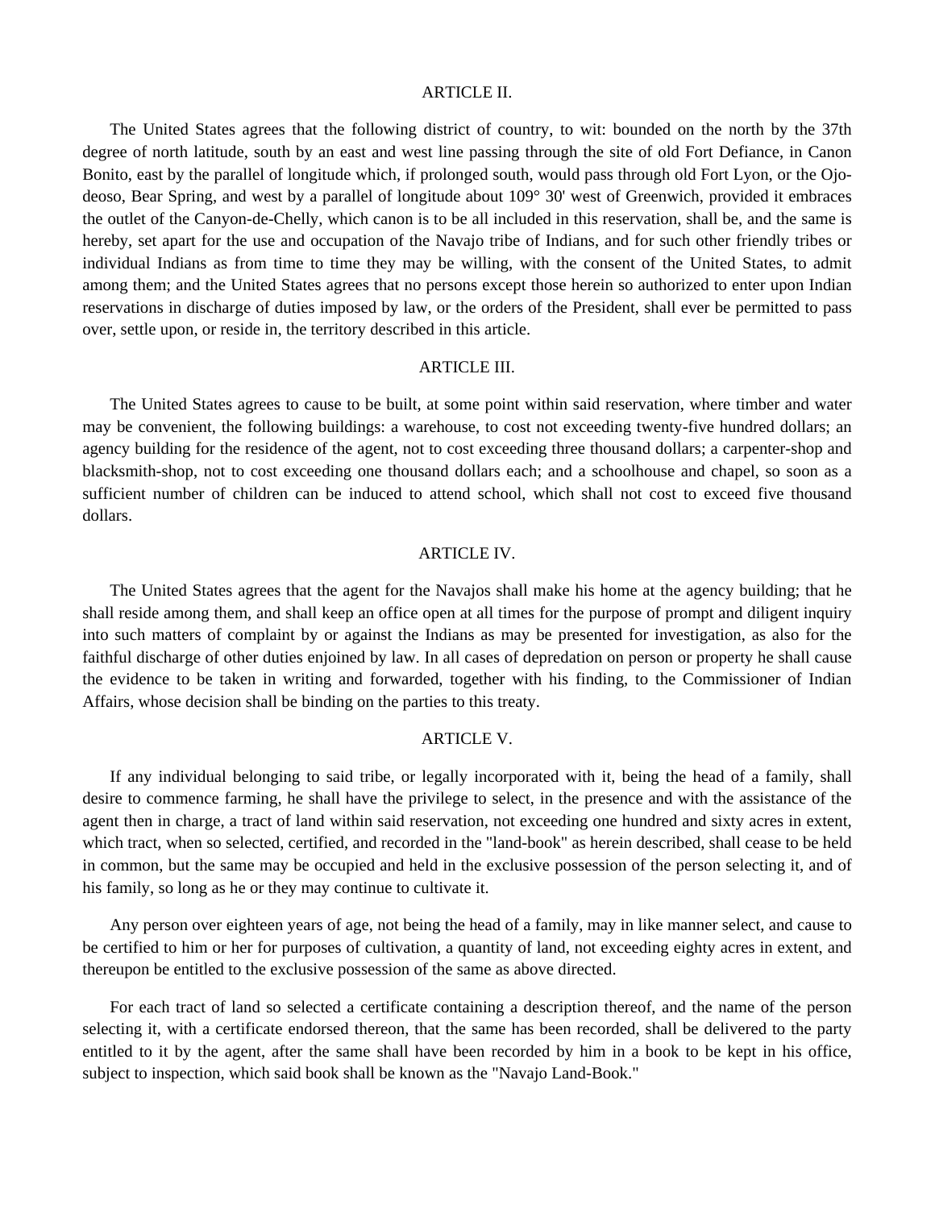## ARTICLE II.

The United States agrees that the following district of country, to wit: bounded on the north by the 37th degree of north latitude, south by an east and west line passing through the site of old Fort Defiance, in Canon Bonito, east by the parallel of longitude which, if prolonged south, would pass through old Fort Lyon, or the Ojo-deoso, Bear Spring, and west by a parallel of longitude about 109° 30' west of Greenwich, provided it embraces the outlet of the Canyon-de-Chelly, which canon is to be all included in this reservation, shall be, and the same is hereby, set apart for the use and occupation of the Navajo tribe of Indians, and for such other friendly tribes or individual Indians as from time to time they may be willing, with the consent of the United States, to admit among them; and the United States agrees that no persons except those herein so authorized to enter upon Indian reservations in discharge of duties imposed by law, or the orders of the President, shall ever be permitted to pass over, settle upon, or reside in, the territory described in this article.

## ARTICLE III.

The United States agrees to cause to be built, at some point within said reservation, where timber and water may be convenient, the following buildings: a warehouse, to cost not exceeding twenty-five hundred dollars; an agency building for the residence of the agent, not to cost exceeding three thousand dollars; a carpenter-shop and blacksmith-shop, not to cost exceeding one thousand dollars each; and a schoolhouse and chapel, so soon as a sufficient number of children can be induced to attend school, which shall not cost to exceed five thousand dollars.

## ARTICLE IV.

The United States agrees that the agent for the Navajos shall make his home at the agency building; that he shall reside among them, and shall keep an office open at all times for the purpose of prompt and diligent inquiry into such matters of complaint by or against the Indians as may be presented for investigation, as also for the faithful discharge of other duties enjoined by law. In all cases of depredation on person or property he shall cause the evidence to be taken in writing and forwarded, together with his finding, to the Commissioner of Indian Affairs, whose decision shall be binding on the parties to this treaty.

## ARTICLE V.

If any individual belonging to said tribe, or legally incorporated with it, being the head of a family, shall desire to commence farming, he shall have the privilege to select, in the presence and with the assistance of the agent then in charge, a tract of land within said reservation, not exceeding one hundred and sixty acres in extent, which tract, when so selected, certified, and recorded in the "land-book" as herein described, shall cease to be held in common, but the same may be occupied and held in the exclusive possession of the person selecting it, and of his family, so long as he or they may continue to cultivate it.

Any person over eighteen years of age, not being the head of a family, may in like manner select, and cause to be certified to him or her for purposes of cultivation, a quantity of land, not exceeding eighty acres in extent, and thereupon be entitled to the exclusive possession of the same as above directed.

For each tract of land so selected a certificate containing a description thereof, and the name of the person selecting it, with a certificate endorsed thereon, that the same has been recorded, shall be delivered to the party entitled to it by the agent, after the same shall have been recorded by him in a book to be kept in his office, subject to inspection, which said book shall be known as the "Navajo Land-Book."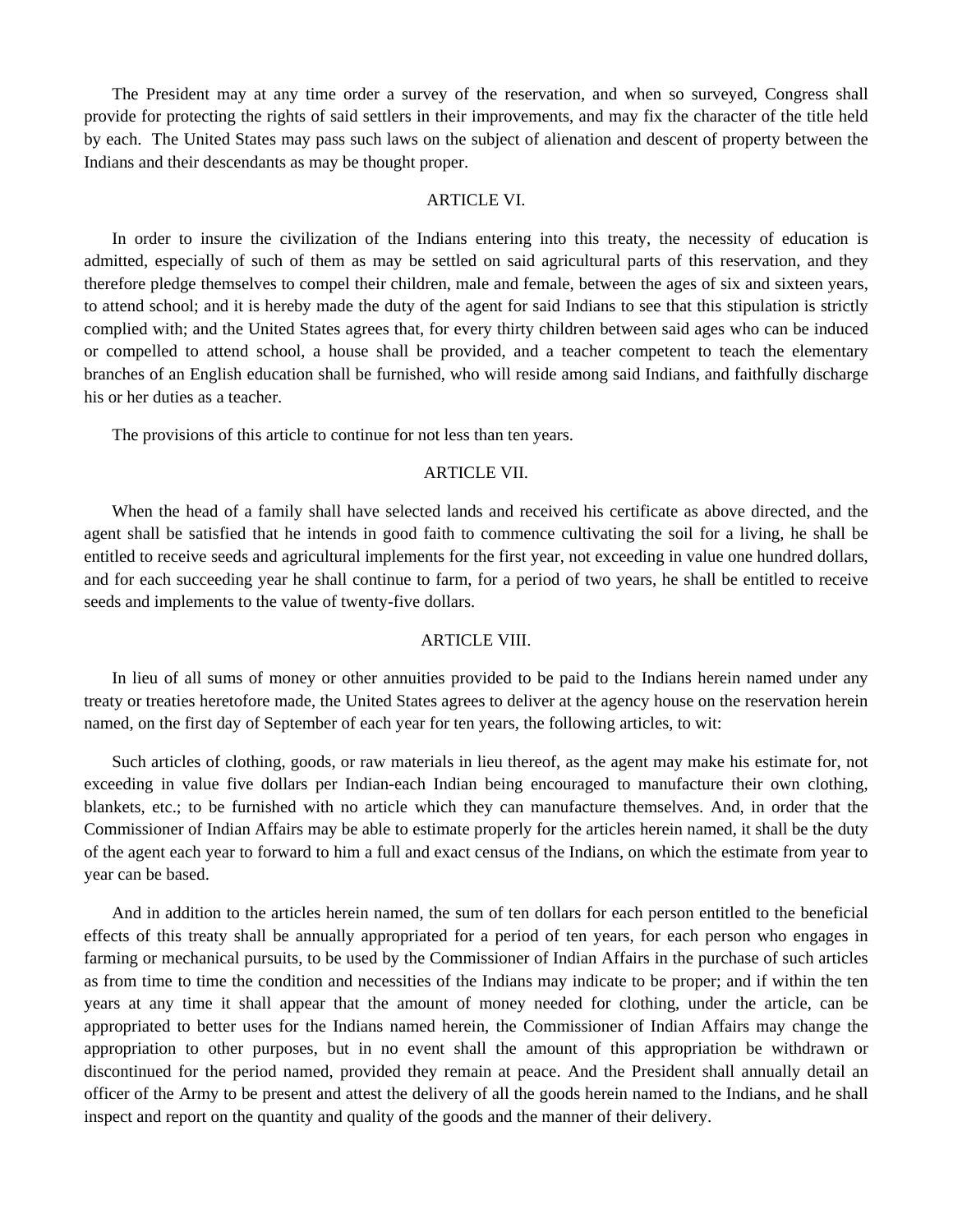The President may at any time order a survey of the reservation, and when so surveyed, Congress shall provide for protecting the rights of said settlers in their improvements, and may fix the character of the title held by each. The United States may pass such laws on the subject of alienation and descent of property between the Indians and their descendants as may be thought proper.

## ARTICLE VI.

In order to insure the civilization of the Indians entering into this treaty, the necessity of education is admitted, especially of such of them as may be settled on said agricultural parts of this reservation, and they therefore pledge themselves to compel their children, male and female, between the ages of six and sixteen years, to attend school; and it is hereby made the duty of the agent for said Indians to see that this stipulation is strictly complied with; and the United States agrees that, for every thirty children between said ages who can be induced or compelled to attend school, a house shall be provided, and a teacher competent to teach the elementary branches of an English education shall be furnished, who will reside among said Indians, and faithfully discharge his or her duties as a teacher.

The provisions of this article to continue for not less than ten years.

## ARTICLE VII.

When the head of a family shall have selected lands and received his certificate as above directed, and the agent shall be satisfied that he intends in good faith to commence cultivating the soil for a living, he shall be entitled to receive seeds and agricultural implements for the first year, not exceeding in value one hundred dollars, and for each succeeding year he shall continue to farm, for a period of two years, he shall be entitled to receive seeds and implements to the value of twenty-five dollars.

## ARTICLE VIII.

In lieu of all sums of money or other annuities provided to be paid to the Indians herein named under any treaty or treaties heretofore made, the United States agrees to deliver at the agency house on the reservation herein named, on the first day of September of each year for ten years, the following articles, to wit:

Such articles of clothing, goods, or raw materials in lieu thereof, as the agent may make his estimate for, not exceeding in value five dollars per Indian-each Indian being encouraged to manufacture their own clothing, blankets, etc.; to be furnished with no article which they can manufacture themselves. And, in order that the Commissioner of Indian Affairs may be able to estimate properly for the articles herein named, it shall be the duty of the agent each year to forward to him a full and exact census of the Indians, on which the estimate from year to year can be based.

And in addition to the articles herein named, the sum of ten dollars for each person entitled to the beneficial effects of this treaty shall be annually appropriated for a period of ten years, for each person who engages in farming or mechanical pursuits, to be used by the Commissioner of Indian Affairs in the purchase of such articles as from time to time the condition and necessities of the Indians may indicate to be proper; and if within the ten years at any time it shall appear that the amount of money needed for clothing, under the article, can be appropriated to better uses for the Indians named herein, the Commissioner of Indian Affairs may change the appropriation to other purposes, but in no event shall the amount of this appropriation be withdrawn or discontinued for the period named, provided they remain at peace. And the President shall annually detail an officer of the Army to be present and attest the delivery of all the goods herein named to the Indians, and he shall inspect and report on the quantity and quality of the goods and the manner of their delivery.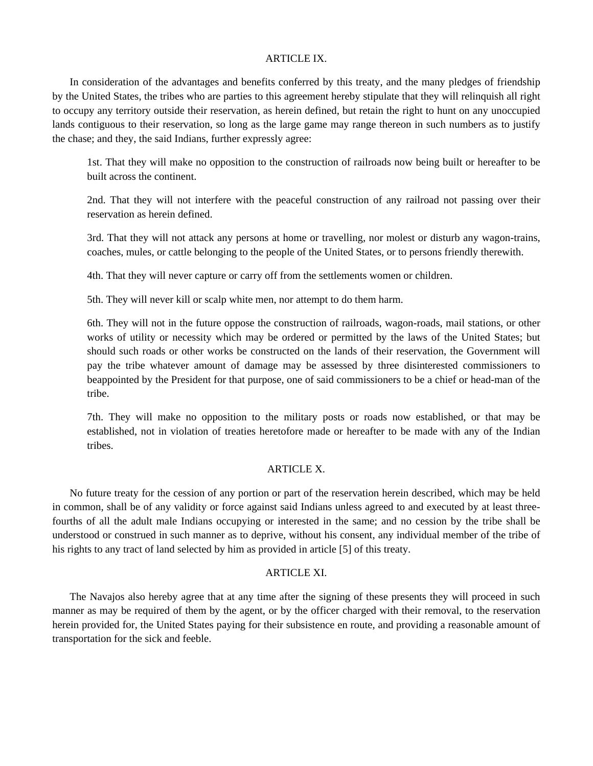## ARTICLE IX.

In consideration of the advantages and benefits conferred by this treaty, and the many pledges of friendship by the United States, the tribes who are parties to this agreement hereby stipulate that they will relinquish all right to occupy any territory outside their reservation, as herein defined, but retain the right to hunt on any unoccupied lands contiguous to their reservation, so long as the large game may range thereon in such numbers as to justify the chase; and they, the said Indians, further expressly agree:

> 1st. That they will make no opposition to the construction of railroads now being built or hereafter to be built across the continent.
>
> 2nd. That they will not interfere with the peaceful construction of any railroad not passing over their reservation as herein defined.
>
> 3rd. That they will not attack any persons at home or travelling, nor molest or disturb any wagon-trains, coaches, mules, or cattle belonging to the people of the United States, or to persons friendly therewith.
>
> 4th. That they will never capture or carry off from the settlements women or children.
>
> 5th. They will never kill or scalp white men, nor attempt to do them harm.
>
> 6th. They will not in the future oppose the construction of railroads, wagon-roads, mail stations, or other works of utility or necessity which may be ordered or permitted by the laws of the United States; but should such roads or other works be constructed on the lands of their reservation, the Government will pay the tribe whatever amount of damage may be assessed by three disinterested commissioners to beappointed by the President for that purpose, one of said commissioners to be a chief or head-man of the tribe.
>
> 7th. They will make no opposition to the military posts or roads now established, or that may be established, not in violation of treaties heretofore made or hereafter to be made with any of the Indian tribes.

## ARTICLE X.

No future treaty for the cession of any portion or part of the reservation herein described, which may be held in common, shall be of any validity or force against said Indians unless agreed to and executed by at least three-fourths of all the adult male Indians occupying or interested in the same; and no cession by the tribe shall be understood or construed in such manner as to deprive, without his consent, any individual member of the tribe of his rights to any tract of land selected by him as provided in article [5] of this treaty.

## ARTICLE XI.

The Navajos also hereby agree that at any time after the signing of these presents they will proceed in such manner as may be required of them by the agent, or by the officer charged with their removal, to the reservation herein provided for, the United States paying for their subsistence en route, and providing a reasonable amount of transportation for the sick and feeble.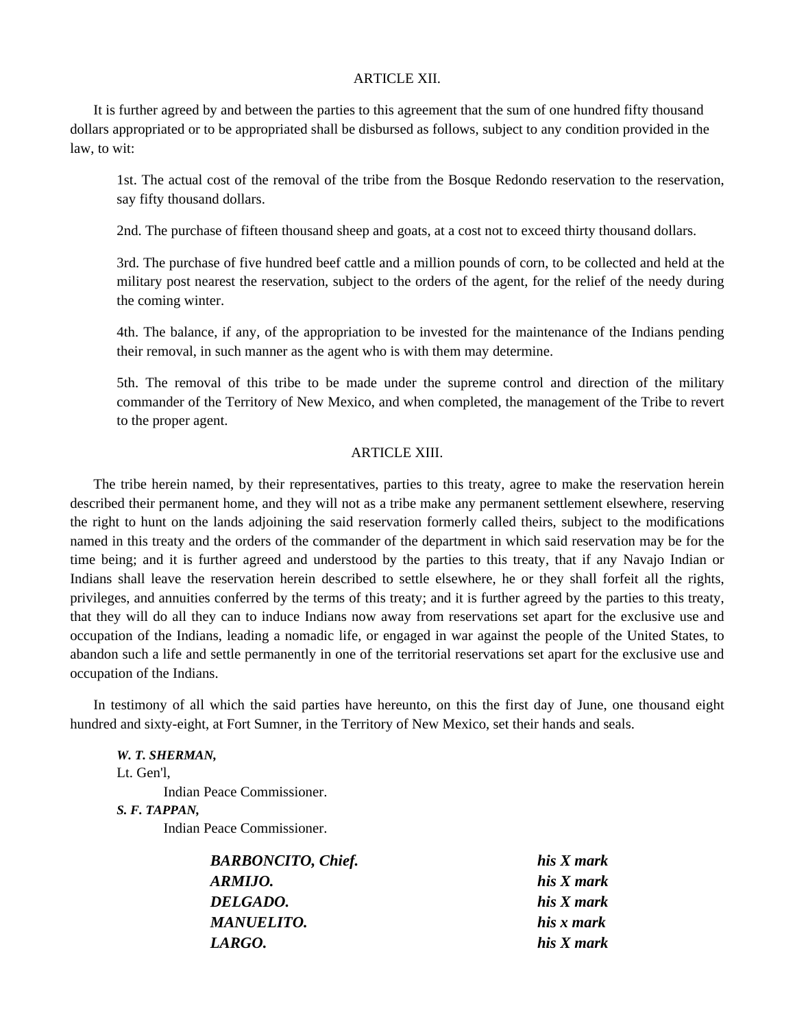### ARTICLE XII.

It is further agreed by and between the parties to this agreement that the sum of one hundred fifty thousand dollars appropriated or to be appropriated shall be disbursed as follows, subject to any condition provided in the law, to wit:

> 1st. The actual cost of the removal of the tribe from the Bosque Redondo reservation to the reservation, say fifty thousand dollars.
>
> 2nd. The purchase of fifteen thousand sheep and goats, at a cost not to exceed thirty thousand dollars.
>
> 3rd. The purchase of five hundred beef cattle and a million pounds of corn, to be collected and held at the military post nearest the reservation, subject to the orders of the agent, for the relief of the needy during the coming winter.
>
> 4th. The balance, if any, of the appropriation to be invested for the maintenance of the Indians pending their removal, in such manner as the agent who is with them may determine.
>
> 5th. The removal of this tribe to be made under the supreme control and direction of the military commander of the Territory of New Mexico, and when completed, the management of the Tribe to revert to the proper agent.

### ARTICLE XIII.

The tribe herein named, by their representatives, parties to this treaty, agree to make the reservation herein described their permanent home, and they will not as a tribe make any permanent settlement elsewhere, reserving the right to hunt on the lands adjoining the said reservation formerly called theirs, subject to the modifications named in this treaty and the orders of the commander of the department in which said reservation may be for the time being; and it is further agreed and understood by the parties to this treaty, that if any Navajo Indian or Indians shall leave the reservation herein described to settle elsewhere, he or they shall forfeit all the rights, privileges, and annuities conferred by the terms of this treaty; and it is further agreed by the parties to this treaty, that they will do all they can to induce Indians now away from reservations set apart for the exclusive use and occupation of the Indians, leading a nomadic life, or engaged in war against the people of the United States, to abandon such a life and settle permanently in one of the territorial reservations set apart for the exclusive use and occupation of the Indians.

In testimony of all which the said parties have hereunto, on this the first day of June, one thousand eight hundred and sixty-eight, at Fort Sumner, in the Territory of New Mexico, set their hands and seals.

***W. T. SHERMAN,***
Lt. Gen'l,
Indian Peace Commissioner.
***S. F. TAPPAN,***
Indian Peace Commissioner.

| | |
|---|---|
| ***BARBONCITO, Chief.*** | ***his X mark*** |
| ***ARMIJO.*** | ***his X mark*** |
| ***DELGADO.*** | ***his X mark*** |
| ***MANUELITO.*** | ***his x mark*** |
| ***LARGO.*** | ***his X mark*** |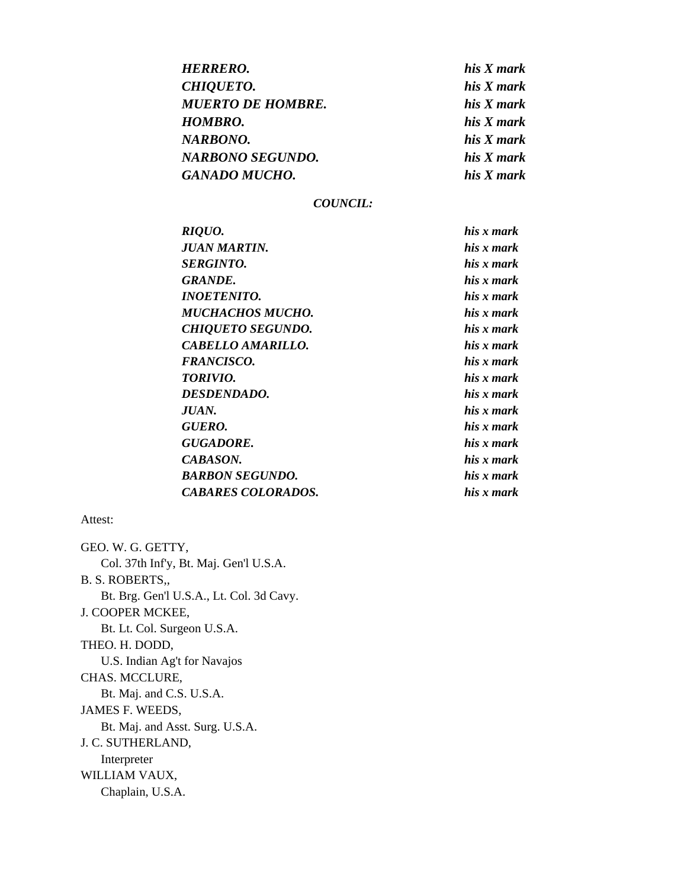| | |
|---|---|
| ***HERRERO.*** | ***his X mark*** |
| ***CHIQUETO.*** | ***his X mark*** |
| ***MUERTO DE HOMBRE.*** | ***his X mark*** |
| ***HOMBRO.*** | ***his X mark*** |
| ***NARBONO.*** | ***his X mark*** |
| ***NARBONO SEGUNDO.*** | ***his X mark*** |
| ***GANADO MUCHO.*** | ***his X mark*** |

***COUNCIL:***

| | |
|---|---|
| ***RIQUO.*** | ***his x mark*** |
| ***JUAN MARTIN.*** | ***his x mark*** |
| ***SERGINTO.*** | ***his x mark*** |
| ***GRANDE.*** | ***his x mark*** |
| ***INOETENITO.*** | ***his x mark*** |
| ***MUCHACHOS MUCHO.*** | ***his x mark*** |
| ***CHIQUETO SEGUNDO.*** | ***his x mark*** |
| ***CABELLO AMARILLO.*** | ***his x mark*** |
| ***FRANCISCO.*** | ***his x mark*** |
| ***TORIVIO.*** | ***his x mark*** |
| ***DESDENDADO.*** | ***his x mark*** |
| ***JUAN.*** | ***his x mark*** |
| ***GUERO.*** | ***his x mark*** |
| ***GUGADORE.*** | ***his x mark*** |
| ***CABASON.*** | ***his x mark*** |
| ***BARBON SEGUNDO.*** | ***his x mark*** |
| ***CABARES COLORADOS.*** | ***his x mark*** |

Attest:

GEO. W. G. GETTY,
Col. 37th Inf'y, Bt. Maj. Gen'l U.S.A.

B. S. ROBERTS,,
Bt. Brg. Gen'l U.S.A., Lt. Col. 3d Cavy.

J. COOPER MCKEE,
Bt. Lt. Col. Surgeon U.S.A.

THEO. H. DODD,
U.S. Indian Ag't for Navajos

CHAS. MCCLURE,
Bt. Maj. and C.S. U.S.A.

JAMES F. WEEDS,
Bt. Maj. and Asst. Surg. U.S.A.

J. C. SUTHERLAND,
Interpreter

WILLIAM VAUX,
Chaplain, U.S.A.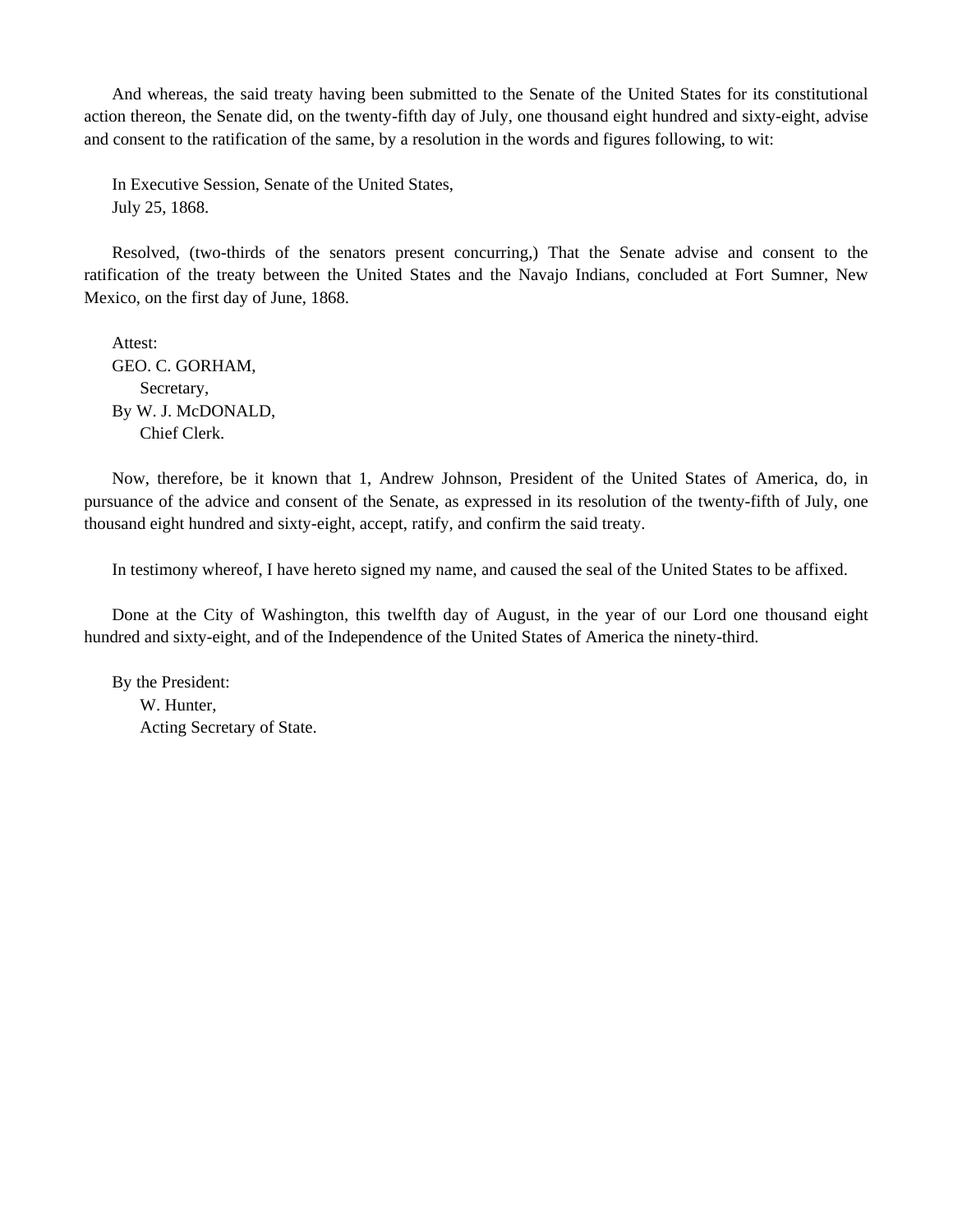And whereas, the said treaty having been submitted to the Senate of the United States for its constitutional action thereon, the Senate did, on the twenty-fifth day of July, one thousand eight hundred and sixty-eight, advise and consent to the ratification of the same, by a resolution in the words and figures following, to wit:

In Executive Session, Senate of the United States,
July 25, 1868.

Resolved, (two-thirds of the senators present concurring,) That the Senate advise and consent to the ratification of the treaty between the United States and the Navajo Indians, concluded at Fort Sumner, New Mexico, on the first day of June, 1868.

Attest:
GEO. C. GORHAM,
Secretary,
By W. J. McDONALD,
Chief Clerk.

Now, therefore, be it known that 1, Andrew Johnson, President of the United States of America, do, in pursuance of the advice and consent of the Senate, as expressed in its resolution of the twenty-fifth of July, one thousand eight hundred and sixty-eight, accept, ratify, and confirm the said treaty.

In testimony whereof, I have hereto signed my name, and caused the seal of the United States to be affixed.

Done at the City of Washington, this twelfth day of August, in the year of our Lord one thousand eight hundred and sixty-eight, and of the Independence of the United States of America the ninety-third.

By the President:
W. Hunter,
Acting Secretary of State.